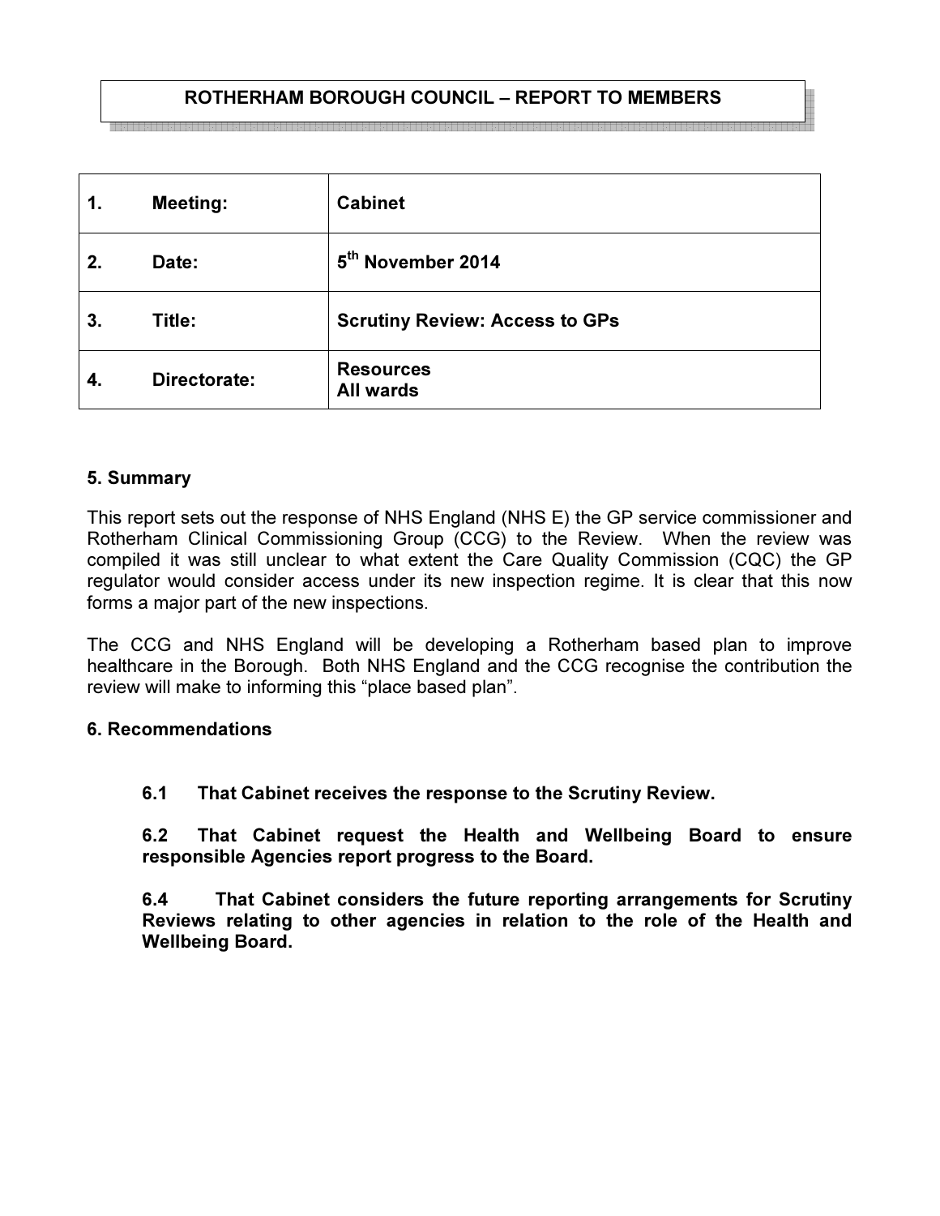**ROTHERHAM BOROUGH COUNCIL – REPORT TO MEMBERS**

| | | |
|---|---|---|
| **1.** | **Meeting:** | **Cabinet** |
| **2.** | **Date:** | **5th November 2014** |
| **3.** | **Title:** | **Scrutiny Review: Access to GPs** |
| **4.** | **Directorate:** | **Resources**<br>**All wards** |

## 5. Summary

This report sets out the response of NHS England (NHS E) the GP service commissioner and Rotherham Clinical Commissioning Group (CCG) to the Review. When the review was compiled it was still unclear to what extent the Care Quality Commission (CQC) the GP regulator would consider access under its new inspection regime. It is clear that this now forms a major part of the new inspections.

The CCG and NHS England will be developing a Rotherham based plan to improve healthcare in the Borough. Both NHS England and the CCG recognise the contribution the review will make to informing this "place based plan".

## 6. Recommendations

**6.1 That Cabinet receives the response to the Scrutiny Review.**

**6.2 That Cabinet request the Health and Wellbeing Board to ensure responsible Agencies report progress to the Board.**

**6.4 That Cabinet considers the future reporting arrangements for Scrutiny Reviews relating to other agencies in relation to the role of the Health and Wellbeing Board.**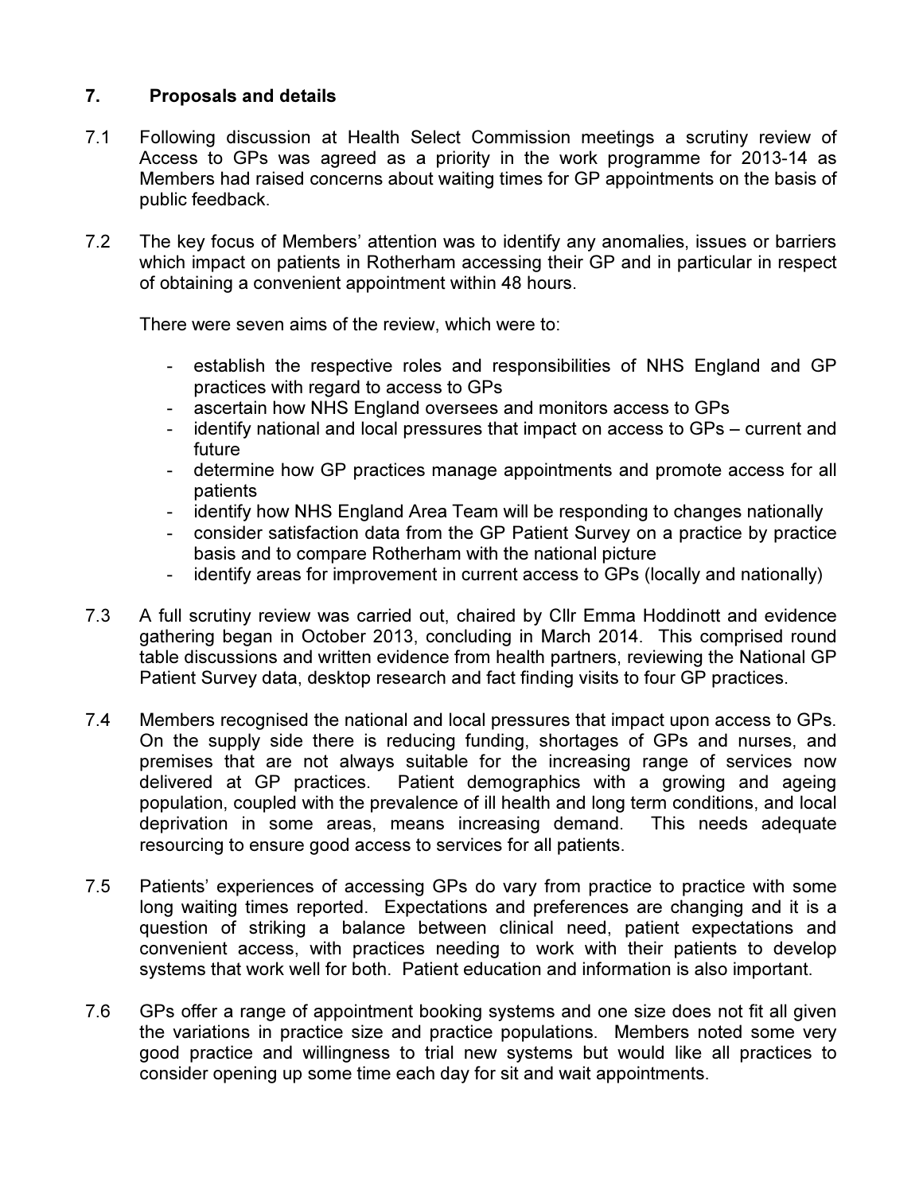## 7. Proposals and details

7.1 Following discussion at Health Select Commission meetings a scrutiny review of Access to GPs was agreed as a priority in the work programme for 2013-14 as Members had raised concerns about waiting times for GP appointments on the basis of public feedback.

7.2 The key focus of Members' attention was to identify any anomalies, issues or barriers which impact on patients in Rotherham accessing their GP and in particular in respect of obtaining a convenient appointment within 48 hours.

There were seven aims of the review, which were to:

- establish the respective roles and responsibilities of NHS England and GP practices with regard to access to GPs
- ascertain how NHS England oversees and monitors access to GPs
- identify national and local pressures that impact on access to GPs – current and future
- determine how GP practices manage appointments and promote access for all patients
- identify how NHS England Area Team will be responding to changes nationally
- consider satisfaction data from the GP Patient Survey on a practice by practice basis and to compare Rotherham with the national picture
- identify areas for improvement in current access to GPs (locally and nationally)

7.3 A full scrutiny review was carried out, chaired by Cllr Emma Hoddinott and evidence gathering began in October 2013, concluding in March 2014. This comprised round table discussions and written evidence from health partners, reviewing the National GP Patient Survey data, desktop research and fact finding visits to four GP practices.

7.4 Members recognised the national and local pressures that impact upon access to GPs. On the supply side there is reducing funding, shortages of GPs and nurses, and premises that are not always suitable for the increasing range of services now delivered at GP practices. Patient demographics with a growing and ageing population, coupled with the prevalence of ill health and long term conditions, and local deprivation in some areas, means increasing demand. This needs adequate resourcing to ensure good access to services for all patients.

7.5 Patients' experiences of accessing GPs do vary from practice to practice with some long waiting times reported. Expectations and preferences are changing and it is a question of striking a balance between clinical need, patient expectations and convenient access, with practices needing to work with their patients to develop systems that work well for both. Patient education and information is also important.

7.6 GPs offer a range of appointment booking systems and one size does not fit all given the variations in practice size and practice populations. Members noted some very good practice and willingness to trial new systems but would like all practices to consider opening up some time each day for sit and wait appointments.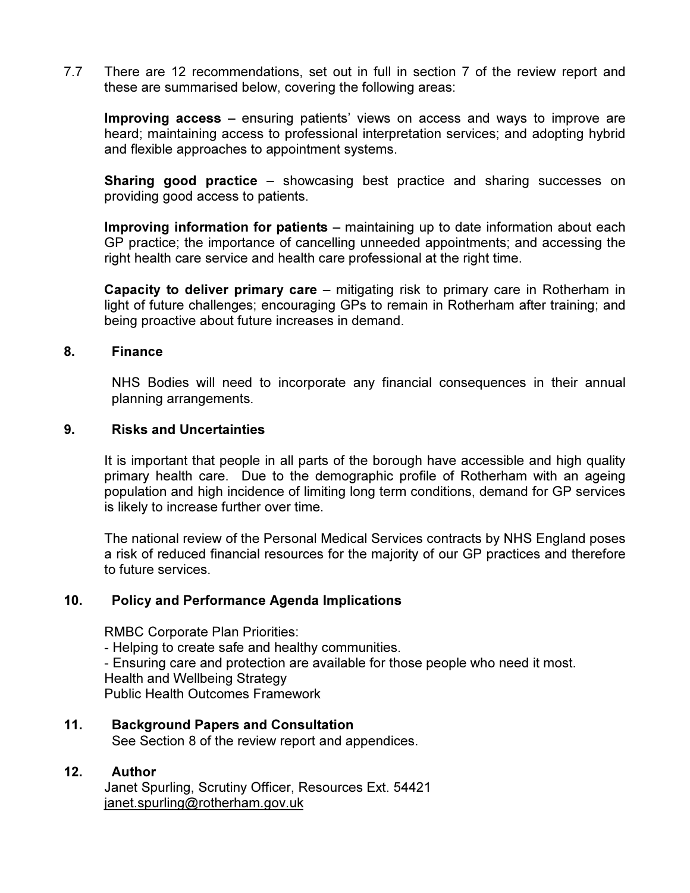7.7 There are 12 recommendations, set out in full in section 7 of the review report and these are summarised below, covering the following areas:

**Improving access** – ensuring patients' views on access and ways to improve are heard; maintaining access to professional interpretation services; and adopting hybrid and flexible approaches to appointment systems.

**Sharing good practice** – showcasing best practice and sharing successes on providing good access to patients.

**Improving information for patients** – maintaining up to date information about each GP practice; the importance of cancelling unneeded appointments; and accessing the right health care service and health care professional at the right time.

**Capacity to deliver primary care** – mitigating risk to primary care in Rotherham in light of future challenges; encouraging GPs to remain in Rotherham after training; and being proactive about future increases in demand.

## 8. Finance

NHS Bodies will need to incorporate any financial consequences in their annual planning arrangements.

## 9. Risks and Uncertainties

It is important that people in all parts of the borough have accessible and high quality primary health care. Due to the demographic profile of Rotherham with an ageing population and high incidence of limiting long term conditions, demand for GP services is likely to increase further over time.

The national review of the Personal Medical Services contracts by NHS England poses a risk of reduced financial resources for the majority of our GP practices and therefore to future services.

## 10. Policy and Performance Agenda Implications

RMBC Corporate Plan Priorities:
- Helping to create safe and healthy communities.
- Ensuring care and protection are available for those people who need it most.

Health and Wellbeing Strategy
Public Health Outcomes Framework

## 11. Background Papers and Consultation

See Section 8 of the review report and appendices.

## 12. Author

Janet Spurling, Scrutiny Officer, Resources Ext. 54421
janet.spurling@rotherham.gov.uk